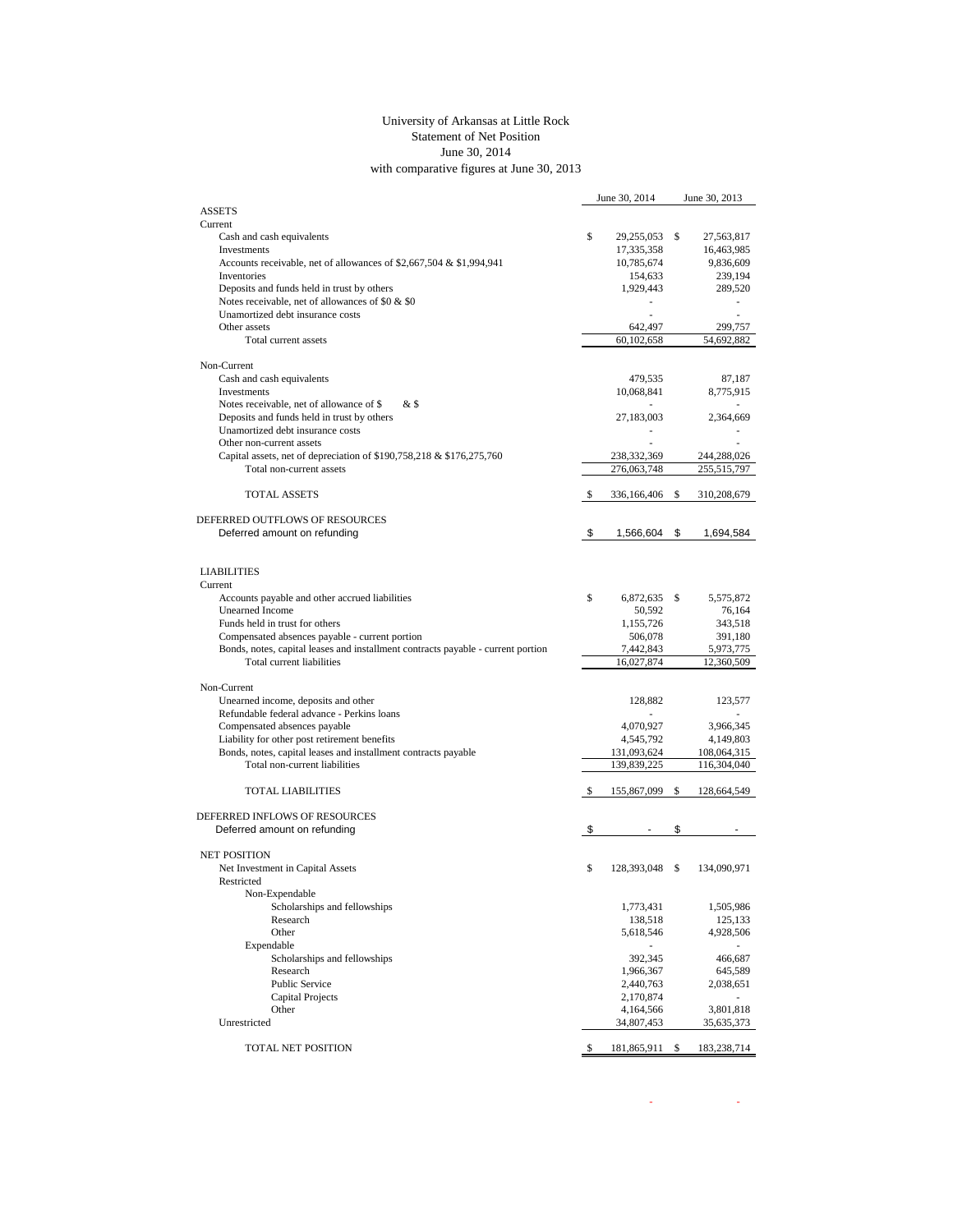# University of Arkansas at Little Rock
## Statement of Net Position
### June 30, 2014
### with comparative figures at June 30, 2013

| | June 30, 2014 | June 30, 2013 |
|---|---|---|
| **ASSETS** | | |
| Current | | |
| Cash and cash equivalents | $ 29,255,053 | $ 27,563,817 |
| Investments | 17,335,358 | 16,463,985 |
| Accounts receivable, net of allowances of $2,667,504 & $1,994,941 | 10,785,674 | 9,836,609 |
| Inventories | 154,633 | 239,194 |
| Deposits and funds held in trust by others | 1,929,443 | 289,520 |
| Notes receivable, net of allowances of $0 & $0 | - | - |
| Unamortized debt insurance costs | - | - |
| Other assets | 642,497 | 299,757 |
| Total current assets | 60,102,658 | 54,692,882 |
| Non-Current | | |
| Cash and cash equivalents | 479,535 | 87,187 |
| Investments | 10,068,841 | 8,775,915 |
| Notes receivable, net of allowance of $ & $ | - | - |
| Deposits and funds held in trust by others | 27,183,003 | 2,364,669 |
| Unamortized debt insurance costs | - | - |
| Other non-current assets | - | - |
| Capital assets, net of depreciation of $190,758,218 & $176,275,760 | 238,332,369 | 244,288,026 |
| Total non-current assets | 276,063,748 | 255,515,797 |
| TOTAL ASSETS | $ 336,166,406 | $ 310,208,679 |
| **DEFERRED OUTFLOWS OF RESOURCES** | | |
| Deferred amount on refunding | $ 1,566,604 | $ 1,694,584 |
| **LIABILITIES** | | |
| Current | | |
| Accounts payable and other accrued liabilities | $ 6,872,635 | $ 5,575,872 |
| Unearned Income | 50,592 | 76,164 |
| Funds held in trust for others | 1,155,726 | 343,518 |
| Compensated absences payable - current portion | 506,078 | 391,180 |
| Bonds, notes, capital leases and installment contracts payable - current portion | 7,442,843 | 5,973,775 |
| Total current liabilities | 16,027,874 | 12,360,509 |
| Non-Current | | |
| Unearned income, deposits and other | 128,882 | 123,577 |
| Refundable federal advance - Perkins loans | - | - |
| Compensated absences payable | 4,070,927 | 3,966,345 |
| Liability for other post retirement benefits | 4,545,792 | 4,149,803 |
| Bonds, notes, capital leases and installment contracts payable | 131,093,624 | 108,064,315 |
| Total non-current liabilities | 139,839,225 | 116,304,040 |
| TOTAL LIABILITIES | $ 155,867,099 | $ 128,664,549 |
| **DEFERRED INFLOWS OF RESOURCES** | | |
| Deferred amount on refunding | $ - | $ - |
| **NET POSITION** | | |
| Net Investment in Capital Assets | $ 128,393,048 | $ 134,090,971 |
| Restricted | | |
| Non-Expendable | | |
| Scholarships and fellowships | 1,773,431 | 1,505,986 |
| Research | 138,518 | 125,133 |
| Other | 5,618,546 | 4,928,506 |
| Expendable | - | - |
| Scholarships and fellowships | 392,345 | 466,687 |
| Research | 1,966,367 | 645,589 |
| Public Service | 2,440,763 | 2,038,651 |
| Capital Projects | 2,170,874 | - |
| Other | 4,164,566 | 3,801,818 |
| Unrestricted | 34,807,453 | 35,635,373 |
| TOTAL NET POSITION | $ 181,865,911 | $ 183,238,714 |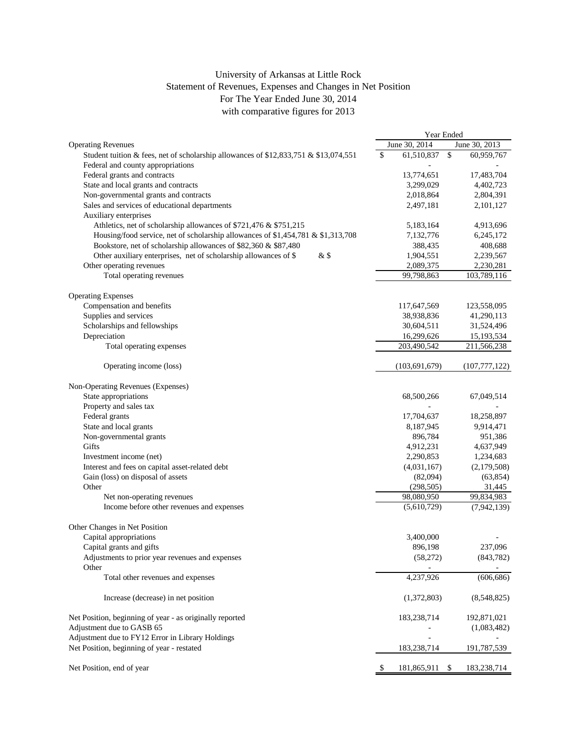# University of Arkansas at Little Rock
## Statement of Revenues, Expenses and Changes in Net Position
### For The Year Ended June 30, 2014
### with comparative figures for 2013

| | Year Ended | |
|---|---|---|
| Operating Revenues | June 30, 2014 | June 30, 2013 |
| Student tuition & fees, net of scholarship allowances of $12,833,751 & $13,074,551 | $ 61,510,837 | $ 60,959,767 |
| Federal and county appropriations | - | - |
| Federal grants and contracts | 13,774,651 | 17,483,704 |
| State and local grants and contracts | 3,299,029 | 4,402,723 |
| Non-governmental grants and contracts | 2,018,864 | 2,804,391 |
| Sales and services of educational departments | 2,497,181 | 2,101,127 |
| Auxiliary enterprises | | |
| Athletics, net of scholarship allowances of $721,476 & $751,215 | 5,183,164 | 4,913,696 |
| Housing/food service, net of scholarship allowances of $1,454,781 & $1,313,708 | 7,132,776 | 6,245,172 |
| Bookstore, net of scholarship allowances of $82,360 & $87,480 | 388,435 | 408,688 |
| Other auxiliary enterprises, net of scholarship allowances of $ & $ | 1,904,551 | 2,239,567 |
| Other operating revenues | 2,089,375 | 2,230,281 |
| Total operating revenues | 99,798,863 | 103,789,116 |
| | | |
| Operating Expenses | | |
| Compensation and benefits | 117,647,569 | 123,558,095 |
| Supplies and services | 38,938,836 | 41,290,113 |
| Scholarships and fellowships | 30,604,511 | 31,524,496 |
| Depreciation | 16,299,626 | 15,193,534 |
| Total operating expenses | 203,490,542 | 211,566,238 |
| | | |
| Operating income (loss) | (103,691,679) | (107,777,122) |
| | | |
| Non-Operating Revenues (Expenses) | | |
| State appropriations | 68,500,266 | 67,049,514 |
| Property and sales tax | - | - |
| Federal grants | 17,704,637 | 18,258,897 |
| State and local grants | 8,187,945 | 9,914,471 |
| Non-governmental grants | 896,784 | 951,386 |
| Gifts | 4,912,231 | 4,637,949 |
| Investment income (net) | 2,290,853 | 1,234,683 |
| Interest and fees on capital asset-related debt | (4,031,167) | (2,179,508) |
| Gain (loss) on disposal of assets | (82,094) | (63,854) |
| Other | (298,505) | 31,445 |
| Net non-operating revenues | 98,080,950 | 99,834,983 |
| Income before other revenues and expenses | (5,610,729) | (7,942,139) |
| | | |
| Other Changes in Net Position | | |
| Capital appropriations | 3,400,000 | - |
| Capital grants and gifts | 896,198 | 237,096 |
| Adjustments to prior year revenues and expenses | (58,272) | (843,782) |
| Other | - | - |
| Total other revenues and expenses | 4,237,926 | (606,686) |
| | | |
| Increase (decrease) in net position | (1,372,803) | (8,548,825) |
| | | |
| Net Position, beginning of year - as originally reported | 183,238,714 | 192,871,021 |
| Adjustment due to GASB 65 | - | (1,083,482) |
| Adjustment due to FY12 Error in Library Holdings | - | - |
| Net Position, beginning of year - restated | 183,238,714 | 191,787,539 |
| | | |
| Net Position, end of year | $ 181,865,911 | $ 183,238,714 |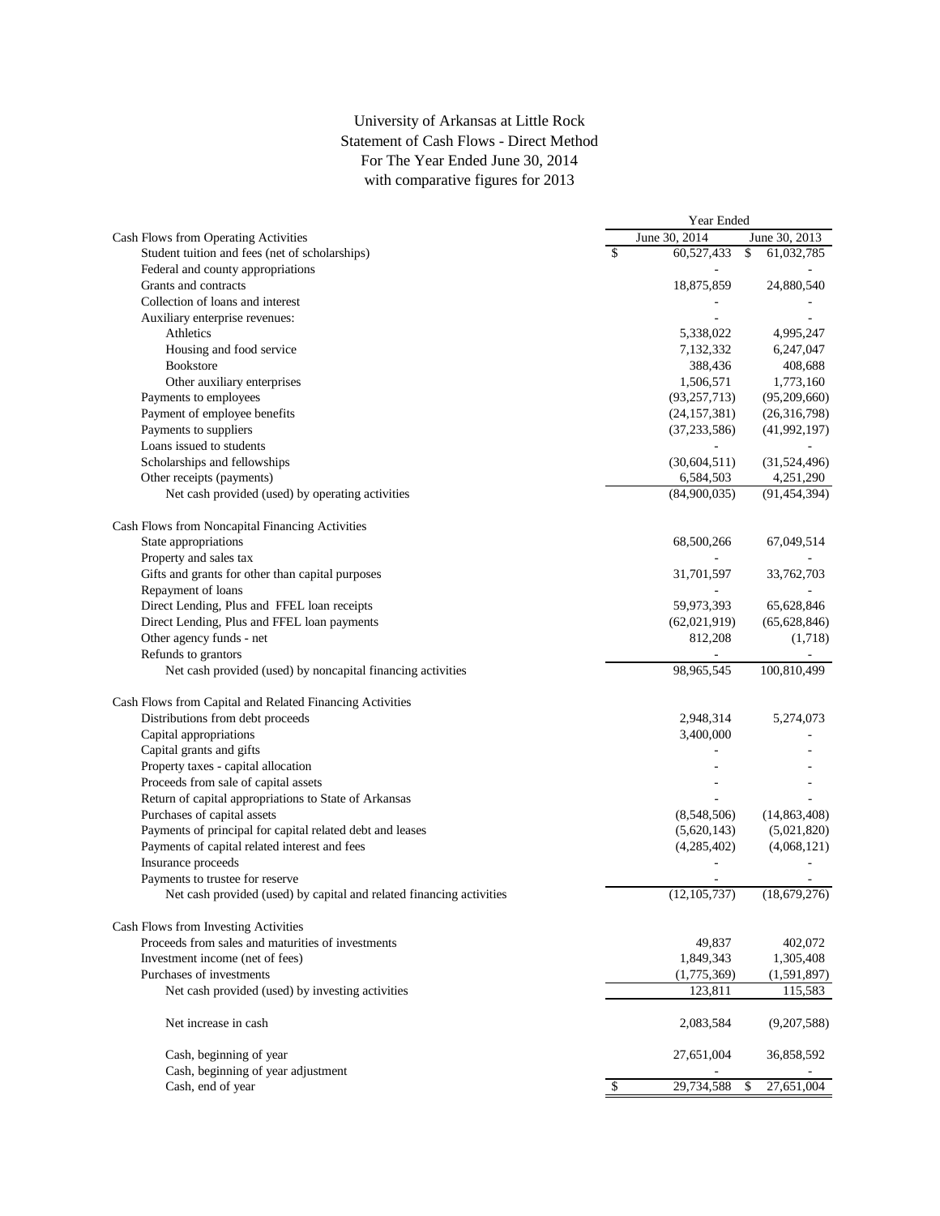University of Arkansas at Little Rock
Statement of Cash Flows - Direct Method
For The Year Ended June 30, 2014
with comparative figures for 2013

| | Year Ended | |
|---|---|---|
| | June 30, 2014 | June 30, 2013 |
| **Cash Flows from Operating Activities** | | |
| Student tuition and fees (net of scholarships) | $ 60,527,433 | $ 61,032,785 |
| Federal and county appropriations | - | - |
| Grants and contracts | 18,875,859 | 24,880,540 |
| Collection of loans and interest | - | - |
| Auxiliary enterprise revenues: | - | - |
| Athletics | 5,338,022 | 4,995,247 |
| Housing and food service | 7,132,332 | 6,247,047 |
| Bookstore | 388,436 | 408,688 |
| Other auxiliary enterprises | 1,506,571 | 1,773,160 |
| Payments to employees | (93,257,713) | (95,209,660) |
| Payment of employee benefits | (24,157,381) | (26,316,798) |
| Payments to suppliers | (37,233,586) | (41,992,197) |
| Loans issued to students | - | - |
| Scholarships and fellowships | (30,604,511) | (31,524,496) |
| Other receipts (payments) | 6,584,503 | 4,251,290 |
| Net cash provided (used) by operating activities | (84,900,035) | (91,454,394) |
| | | |
| **Cash Flows from Noncapital Financing Activities** | | |
| State appropriations | 68,500,266 | 67,049,514 |
| Property and sales tax | - | - |
| Gifts and grants for other than capital purposes | 31,701,597 | 33,762,703 |
| Repayment of loans | - | - |
| Direct Lending, Plus and FFEL loan receipts | 59,973,393 | 65,628,846 |
| Direct Lending, Plus and FFEL loan payments | (62,021,919) | (65,628,846) |
| Other agency funds - net | 812,208 | (1,718) |
| Refunds to grantors | - | - |
| Net cash provided (used) by noncapital financing activities | 98,965,545 | 100,810,499 |
| | | |
| **Cash Flows from Capital and Related Financing Activities** | | |
| Distributions from debt proceeds | 2,948,314 | 5,274,073 |
| Capital appropriations | 3,400,000 | - |
| Capital grants and gifts | - | - |
| Property taxes - capital allocation | - | - |
| Proceeds from sale of capital assets | - | - |
| Return of capital appropriations to State of Arkansas | - | - |
| Purchases of capital assets | (8,548,506) | (14,863,408) |
| Payments of principal for capital related debt and leases | (5,620,143) | (5,021,820) |
| Payments of capital related interest and fees | (4,285,402) | (4,068,121) |
| Insurance proceeds | - | - |
| Payments to trustee for reserve | - | - |
| Net cash provided (used) by capital and related financing activities | (12,105,737) | (18,679,276) |
| | | |
| **Cash Flows from Investing Activities** | | |
| Proceeds from sales and maturities of investments | 49,837 | 402,072 |
| Investment income (net of fees) | 1,849,343 | 1,305,408 |
| Purchases of investments | (1,775,369) | (1,591,897) |
| Net cash provided (used) by investing activities | 123,811 | 115,583 |
| | | |
| Net increase in cash | 2,083,584 | (9,207,588) |
| | | |
| Cash, beginning of year | 27,651,004 | 36,858,592 |
| Cash, beginning of year adjustment | - | - |
| Cash, end of year | $ 29,734,588 | $ 27,651,004 |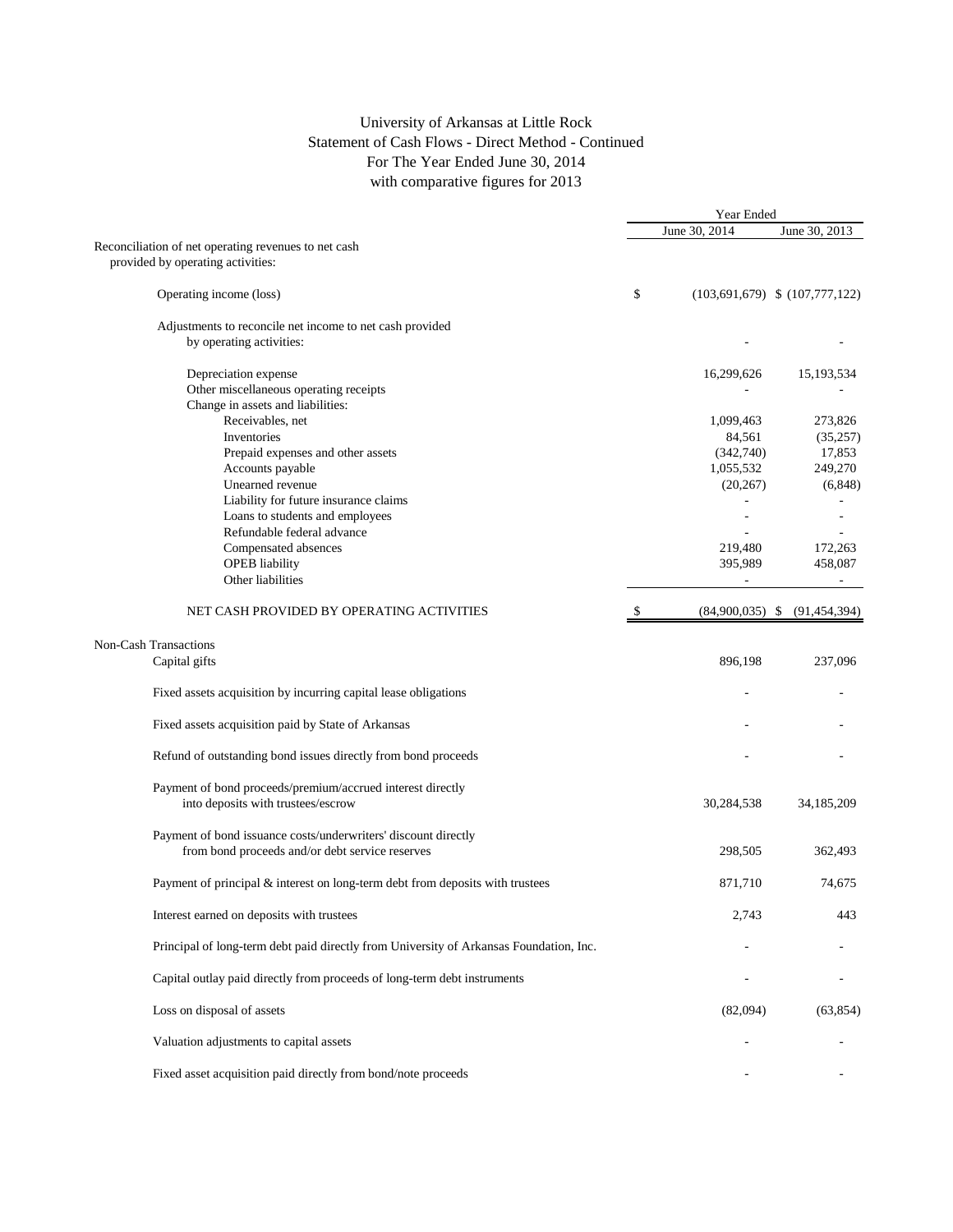# University of Arkansas at Little Rock
## Statement of Cash Flows - Direct Method - Continued
## For The Year Ended June 30, 2014
## with comparative figures for 2013

| | Year Ended June 30, 2014 | Year Ended June 30, 2013 |
|---|---|---|
| **Reconciliation of net operating revenues to net cash provided by operating activities:** | | |
| Operating income (loss) | $ (103,691,679) | $ (107,777,122) |
| Adjustments to reconcile net income to net cash provided by operating activities: | - | - |
| Depreciation expense | 16,299,626 | 15,193,534 |
| Other miscellaneous operating receipts | - | - |
| Change in assets and liabilities: | | |
| Receivables, net | 1,099,463 | 273,826 |
| Inventories | 84,561 | (35,257) |
| Prepaid expenses and other assets | (342,740) | 17,853 |
| Accounts payable | 1,055,532 | 249,270 |
| Unearned revenue | (20,267) | (6,848) |
| Liability for future insurance claims | - | - |
| Loans to students and employees | - | - |
| Refundable federal advance | - | - |
| Compensated absences | 219,480 | 172,263 |
| OPEB liability | 395,989 | 458,087 |
| Other liabilities | - | - |
| NET CASH PROVIDED BY OPERATING ACTIVITIES | $ (84,900,035) | $ (91,454,394) |
| **Non-Cash Transactions** | | |
| Capital gifts | 896,198 | 237,096 |
| Fixed assets acquisition by incurring capital lease obligations | - | - |
| Fixed assets acquisition paid by State of Arkansas | - | - |
| Refund of outstanding bond issues directly from bond proceeds | - | - |
| Payment of bond proceeds/premium/accrued interest directly into deposits with trustees/escrow | 30,284,538 | 34,185,209 |
| Payment of bond issuance costs/underwriters' discount directly from bond proceeds and/or debt service reserves | 298,505 | 362,493 |
| Payment of principal & interest on long-term debt from deposits with trustees | 871,710 | 74,675 |
| Interest earned on deposits with trustees | 2,743 | 443 |
| Principal of long-term debt paid directly from University of Arkansas Foundation, Inc. | - | - |
| Capital outlay paid directly from proceeds of long-term debt instruments | - | - |
| Loss on disposal of assets | (82,094) | (63,854) |
| Valuation adjustments to capital assets | - | - |
| Fixed asset acquisition paid directly from bond/note proceeds | - | - |